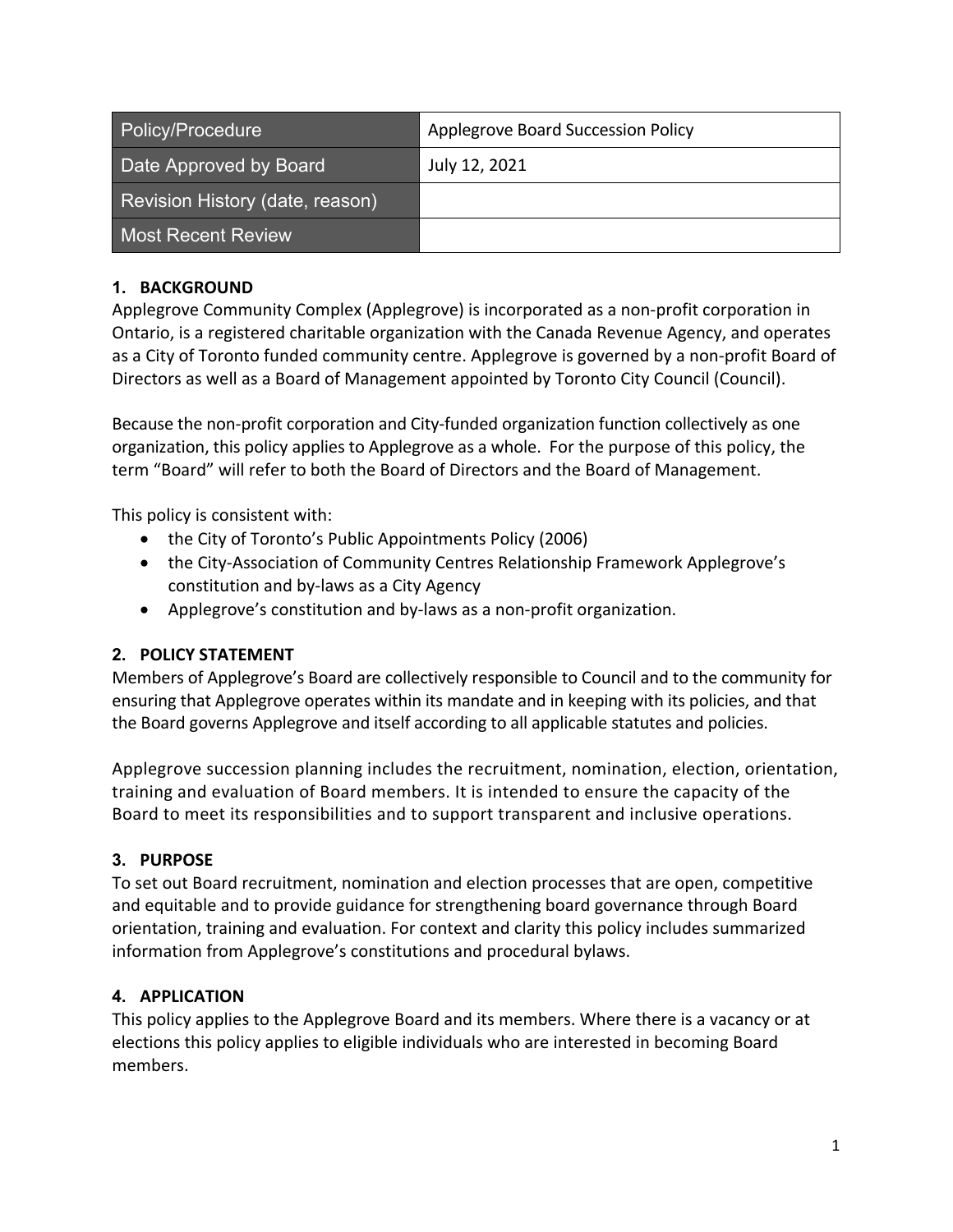| Policy/Procedure | Applegrove Board Succession Policy |
| --- | --- |
| Date Approved by Board | July 12, 2021 |
| Revision History (date, reason) | |
| Most Recent Review | |

## 1. BACKGROUND

Applegrove Community Complex (Applegrove) is incorporated as a non-profit corporation in Ontario, is a registered charitable organization with the Canada Revenue Agency, and operates as a City of Toronto funded community centre. Applegrove is governed by a non-profit Board of Directors as well as a Board of Management appointed by Toronto City Council (Council).

Because the non-profit corporation and City-funded organization function collectively as one organization, this policy applies to Applegrove as a whole. For the purpose of this policy, the term "Board" will refer to both the Board of Directors and the Board of Management.

This policy is consistent with:

- the City of Toronto's Public Appointments Policy (2006)
- the City-Association of Community Centres Relationship Framework Applegrove's constitution and by-laws as a City Agency
- Applegrove's constitution and by-laws as a non-profit organization.

## 2. POLICY STATEMENT

Members of Applegrove's Board are collectively responsible to Council and to the community for ensuring that Applegrove operates within its mandate and in keeping with its policies, and that the Board governs Applegrove and itself according to all applicable statutes and policies.

Applegrove succession planning includes the recruitment, nomination, election, orientation, training and evaluation of Board members. It is intended to ensure the capacity of the Board to meet its responsibilities and to support transparent and inclusive operations.

## 3. PURPOSE

To set out Board recruitment, nomination and election processes that are open, competitive and equitable and to provide guidance for strengthening board governance through Board orientation, training and evaluation. For context and clarity this policy includes summarized information from Applegrove's constitutions and procedural bylaws.

## 4. APPLICATION

This policy applies to the Applegrove Board and its members. Where there is a vacancy or at elections this policy applies to eligible individuals who are interested in becoming Board members.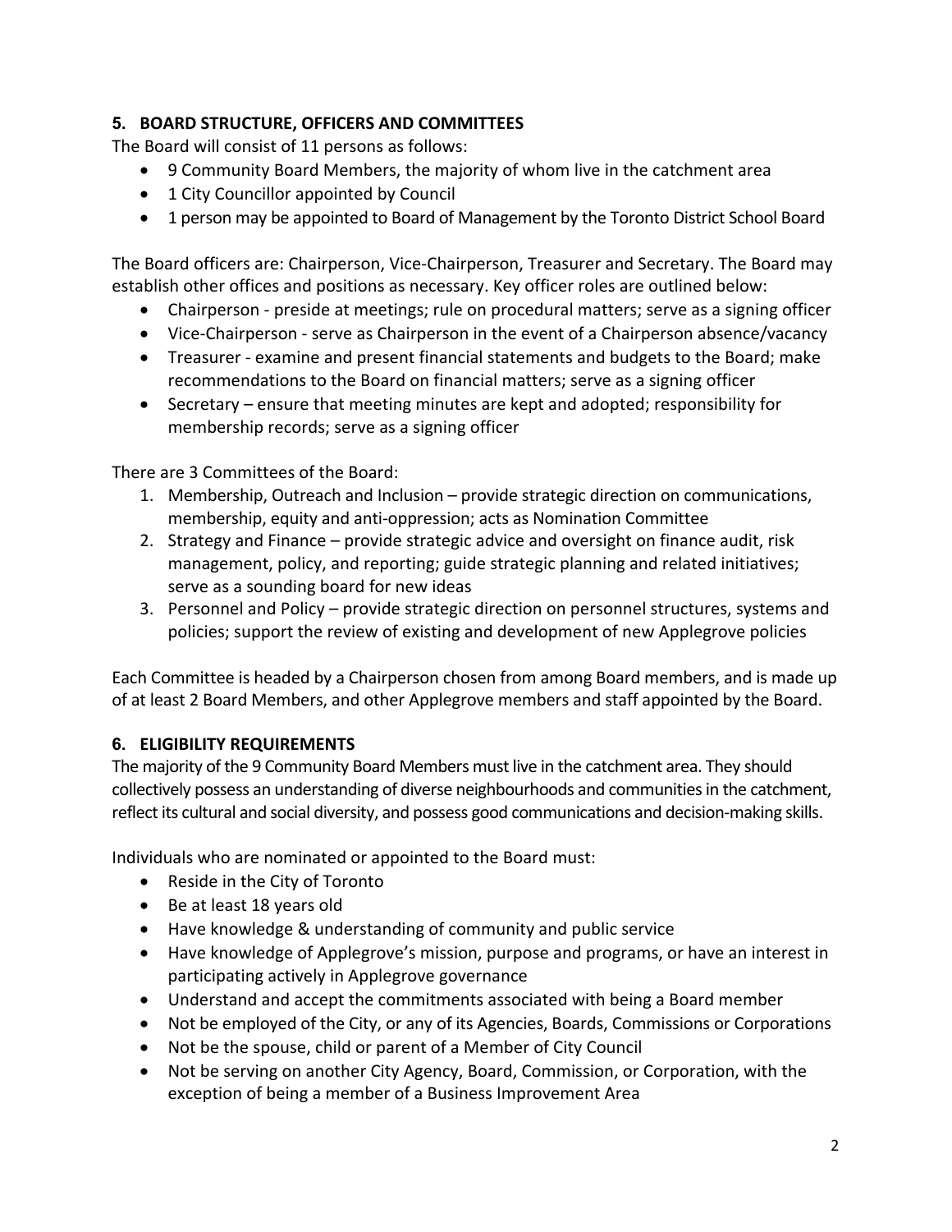## 5. BOARD STRUCTURE, OFFICERS AND COMMITTEES

The Board will consist of 11 persons as follows:

- 9 Community Board Members, the majority of whom live in the catchment area
- 1 City Councillor appointed by Council
- 1 person may be appointed to Board of Management by the Toronto District School Board

The Board officers are: Chairperson, Vice-Chairperson, Treasurer and Secretary. The Board may establish other offices and positions as necessary. Key officer roles are outlined below:

- Chairperson - preside at meetings; rule on procedural matters; serve as a signing officer
- Vice-Chairperson - serve as Chairperson in the event of a Chairperson absence/vacancy
- Treasurer - examine and present financial statements and budgets to the Board; make recommendations to the Board on financial matters; serve as a signing officer
- Secretary – ensure that meeting minutes are kept and adopted; responsibility for membership records; serve as a signing officer

There are 3 Committees of the Board:

1. Membership, Outreach and Inclusion – provide strategic direction on communications, membership, equity and anti-oppression; acts as Nomination Committee
2. Strategy and Finance – provide strategic advice and oversight on finance audit, risk management, policy, and reporting; guide strategic planning and related initiatives; serve as a sounding board for new ideas
3. Personnel and Policy – provide strategic direction on personnel structures, systems and policies; support the review of existing and development of new Applegrove policies

Each Committee is headed by a Chairperson chosen from among Board members, and is made up of at least 2 Board Members, and other Applegrove members and staff appointed by the Board.

## 6. ELIGIBILITY REQUIREMENTS

The majority of the 9 Community Board Members must live in the catchment area. They should collectively possess an understanding of diverse neighbourhoods and communities in the catchment, reflect its cultural and social diversity, and possess good communications and decision-making skills.

Individuals who are nominated or appointed to the Board must:

- Reside in the City of Toronto
- Be at least 18 years old
- Have knowledge & understanding of community and public service
- Have knowledge of Applegrove's mission, purpose and programs, or have an interest in participating actively in Applegrove governance
- Understand and accept the commitments associated with being a Board member
- Not be employed of the City, or any of its Agencies, Boards, Commissions or Corporations
- Not be the spouse, child or parent of a Member of City Council
- Not be serving on another City Agency, Board, Commission, or Corporation, with the exception of being a member of a Business Improvement Area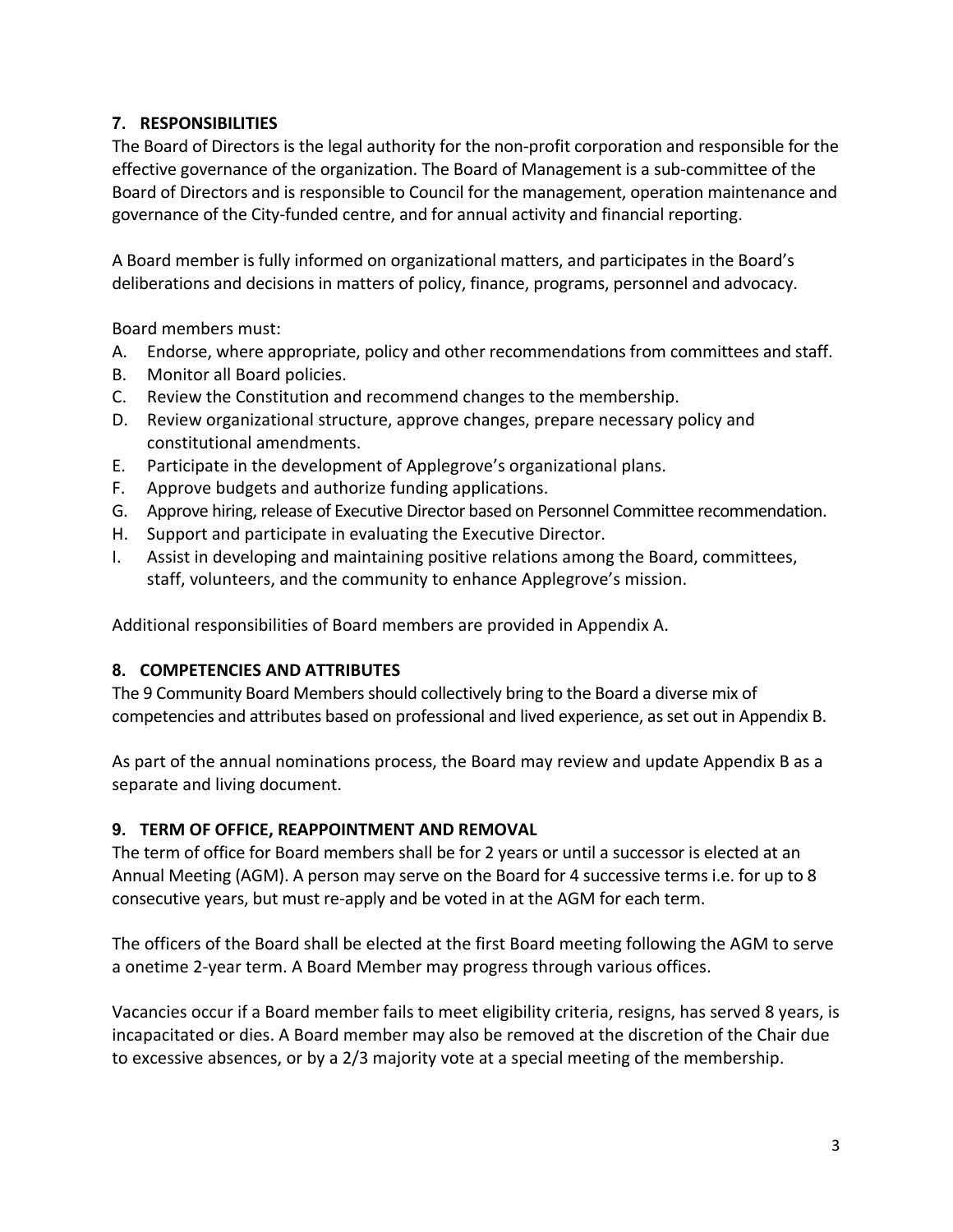## 7. RESPONSIBILITIES

The Board of Directors is the legal authority for the non-profit corporation and responsible for the effective governance of the organization. The Board of Management is a sub-committee of the Board of Directors and is responsible to Council for the management, operation maintenance and governance of the City-funded centre, and for annual activity and financial reporting.

A Board member is fully informed on organizational matters, and participates in the Board's deliberations and decisions in matters of policy, finance, programs, personnel and advocacy.

Board members must:

A. Endorse, where appropriate, policy and other recommendations from committees and staff.
B. Monitor all Board policies.
C. Review the Constitution and recommend changes to the membership.
D. Review organizational structure, approve changes, prepare necessary policy and constitutional amendments.
E. Participate in the development of Applegrove's organizational plans.
F. Approve budgets and authorize funding applications.
G. Approve hiring, release of Executive Director based on Personnel Committee recommendation.
H. Support and participate in evaluating the Executive Director.
I. Assist in developing and maintaining positive relations among the Board, committees, staff, volunteers, and the community to enhance Applegrove's mission.

Additional responsibilities of Board members are provided in Appendix A.

## 8. COMPETENCIES AND ATTRIBUTES

The 9 Community Board Members should collectively bring to the Board a diverse mix of competencies and attributes based on professional and lived experience, as set out in Appendix B.

As part of the annual nominations process, the Board may review and update Appendix B as a separate and living document.

## 9. TERM OF OFFICE, REAPPOINTMENT AND REMOVAL

The term of office for Board members shall be for 2 years or until a successor is elected at an Annual Meeting (AGM). A person may serve on the Board for 4 successive terms i.e. for up to 8 consecutive years, but must re-apply and be voted in at the AGM for each term.

The officers of the Board shall be elected at the first Board meeting following the AGM to serve a onetime 2-year term. A Board Member may progress through various offices.

Vacancies occur if a Board member fails to meet eligibility criteria, resigns, has served 8 years, is incapacitated or dies. A Board member may also be removed at the discretion of the Chair due to excessive absences, or by a 2/3 majority vote at a special meeting of the membership.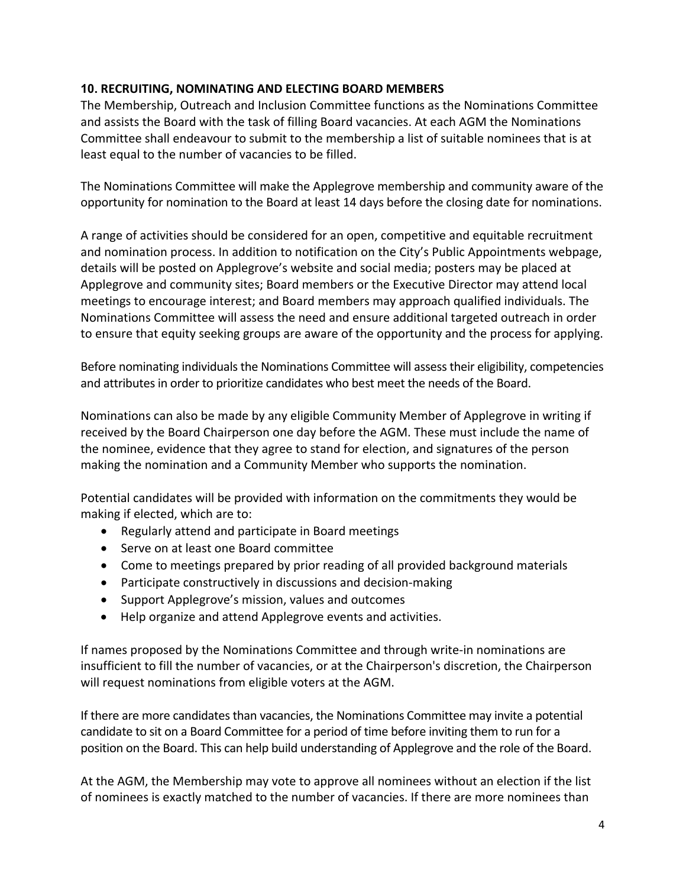**10. RECRUITING, NOMINATING AND ELECTING BOARD MEMBERS**

The Membership, Outreach and Inclusion Committee functions as the Nominations Committee and assists the Board with the task of filling Board vacancies. At each AGM the Nominations Committee shall endeavour to submit to the membership a list of suitable nominees that is at least equal to the number of vacancies to be filled.

The Nominations Committee will make the Applegrove membership and community aware of the opportunity for nomination to the Board at least 14 days before the closing date for nominations.

A range of activities should be considered for an open, competitive and equitable recruitment and nomination process. In addition to notification on the City's Public Appointments webpage, details will be posted on Applegrove's website and social media; posters may be placed at Applegrove and community sites; Board members or the Executive Director may attend local meetings to encourage interest; and Board members may approach qualified individuals. The Nominations Committee will assess the need and ensure additional targeted outreach in order to ensure that equity seeking groups are aware of the opportunity and the process for applying.

Before nominating individuals the Nominations Committee will assess their eligibility, competencies and attributes in order to prioritize candidates who best meet the needs of the Board.

Nominations can also be made by any eligible Community Member of Applegrove in writing if received by the Board Chairperson one day before the AGM. These must include the name of the nominee, evidence that they agree to stand for election, and signatures of the person making the nomination and a Community Member who supports the nomination.

Potential candidates will be provided with information on the commitments they would be making if elected, which are to:

- Regularly attend and participate in Board meetings
- Serve on at least one Board committee
- Come to meetings prepared by prior reading of all provided background materials
- Participate constructively in discussions and decision-making
- Support Applegrove's mission, values and outcomes
- Help organize and attend Applegrove events and activities.

If names proposed by the Nominations Committee and through write-in nominations are insufficient to fill the number of vacancies, or at the Chairperson's discretion, the Chairperson will request nominations from eligible voters at the AGM.

If there are more candidates than vacancies, the Nominations Committee may invite a potential candidate to sit on a Board Committee for a period of time before inviting them to run for a position on the Board. This can help build understanding of Applegrove and the role of the Board.

At the AGM, the Membership may vote to approve all nominees without an election if the list of nominees is exactly matched to the number of vacancies. If there are more nominees than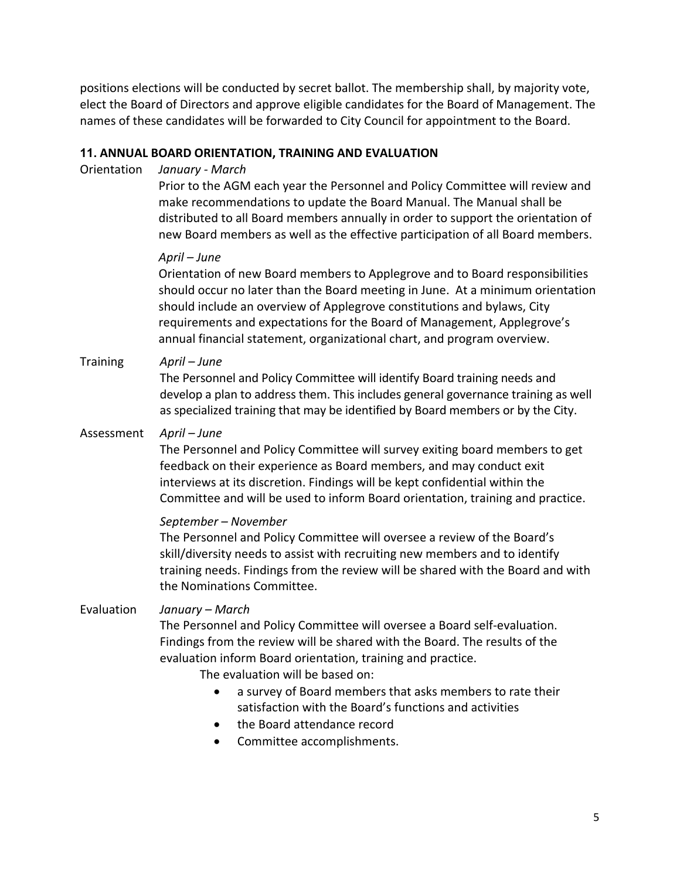positions elections will be conducted by secret ballot. The membership shall, by majority vote, elect the Board of Directors and approve eligible candidates for the Board of Management. The names of these candidates will be forwarded to City Council for appointment to the Board.

## 11. ANNUAL BOARD ORIENTATION, TRAINING AND EVALUATION

**Orientation**

*January - March*

Prior to the AGM each year the Personnel and Policy Committee will review and make recommendations to update the Board Manual. The Manual shall be distributed to all Board members annually in order to support the orientation of new Board members as well as the effective participation of all Board members.

*April – June*

Orientation of new Board members to Applegrove and to Board responsibilities should occur no later than the Board meeting in June. At a minimum orientation should include an overview of Applegrove constitutions and bylaws, City requirements and expectations for the Board of Management, Applegrove's annual financial statement, organizational chart, and program overview.

**Training**

*April – June*

The Personnel and Policy Committee will identify Board training needs and develop a plan to address them. This includes general governance training as well as specialized training that may be identified by Board members or by the City.

**Assessment**

*April – June*

The Personnel and Policy Committee will survey exiting board members to get feedback on their experience as Board members, and may conduct exit interviews at its discretion. Findings will be kept confidential within the Committee and will be used to inform Board orientation, training and practice.

*September – November*

The Personnel and Policy Committee will oversee a review of the Board's skill/diversity needs to assist with recruiting new members and to identify training needs. Findings from the review will be shared with the Board and with the Nominations Committee.

**Evaluation**

*January – March*

The Personnel and Policy Committee will oversee a Board self-evaluation. Findings from the review will be shared with the Board. The results of the evaluation inform Board orientation, training and practice.

The evaluation will be based on:

- a survey of Board members that asks members to rate their satisfaction with the Board's functions and activities
- the Board attendance record
- Committee accomplishments.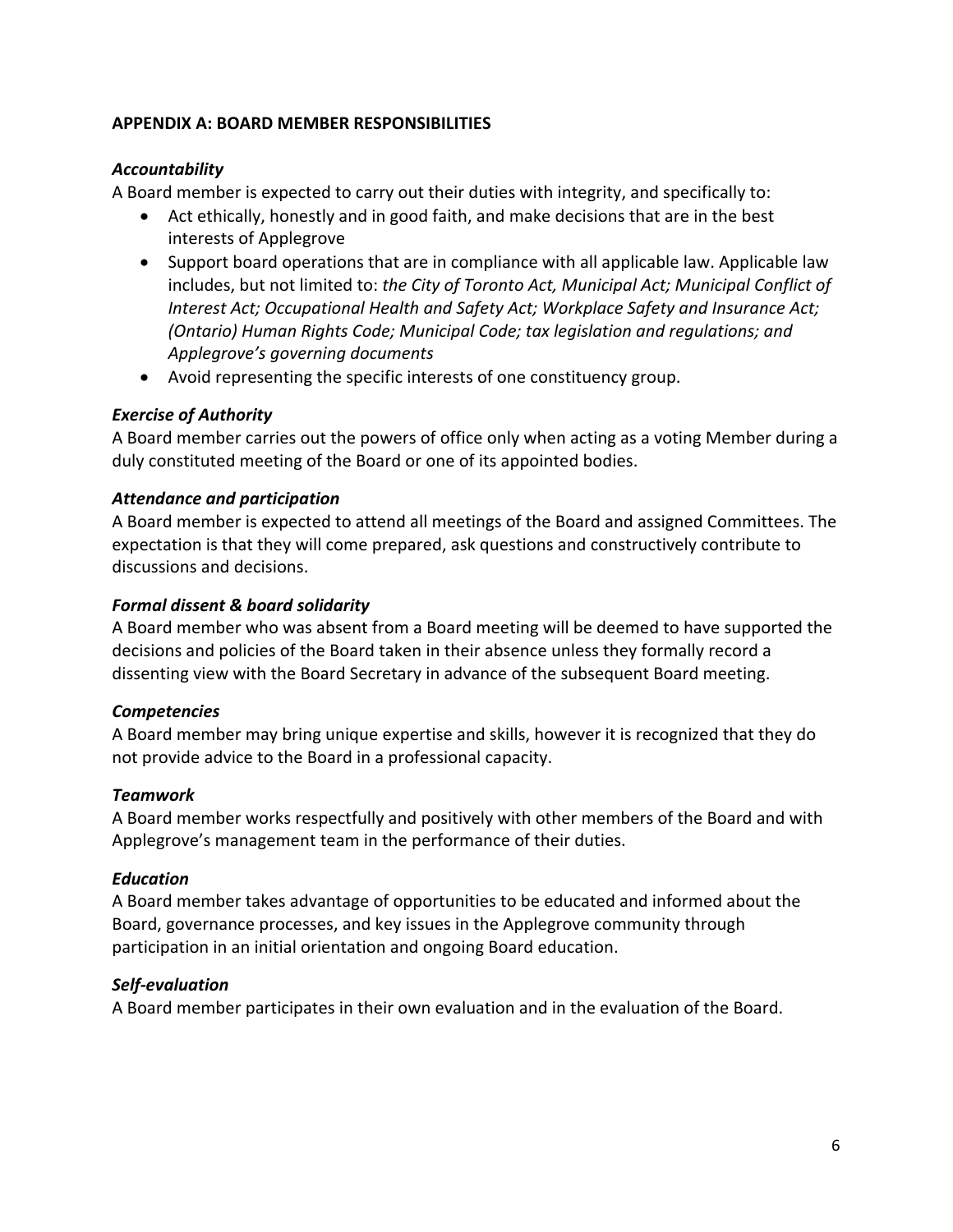## APPENDIX A: BOARD MEMBER RESPONSIBILITIES

### *Accountability*

A Board member is expected to carry out their duties with integrity, and specifically to:

- Act ethically, honestly and in good faith, and make decisions that are in the best interests of Applegrove
- Support board operations that are in compliance with all applicable law. Applicable law includes, but not limited to: *the City of Toronto Act, Municipal Act; Municipal Conflict of Interest Act; Occupational Health and Safety Act; Workplace Safety and Insurance Act; (Ontario) Human Rights Code; Municipal Code; tax legislation and regulations; and Applegrove's governing documents*
- Avoid representing the specific interests of one constituency group.

### *Exercise of Authority*

A Board member carries out the powers of office only when acting as a voting Member during a duly constituted meeting of the Board or one of its appointed bodies.

### *Attendance and participation*

A Board member is expected to attend all meetings of the Board and assigned Committees. The expectation is that they will come prepared, ask questions and constructively contribute to discussions and decisions.

### *Formal dissent & board solidarity*

A Board member who was absent from a Board meeting will be deemed to have supported the decisions and policies of the Board taken in their absence unless they formally record a dissenting view with the Board Secretary in advance of the subsequent Board meeting.

### *Competencies*

A Board member may bring unique expertise and skills, however it is recognized that they do not provide advice to the Board in a professional capacity.

### *Teamwork*

A Board member works respectfully and positively with other members of the Board and with Applegrove's management team in the performance of their duties.

### *Education*

A Board member takes advantage of opportunities to be educated and informed about the Board, governance processes, and key issues in the Applegrove community through participation in an initial orientation and ongoing Board education.

### *Self-evaluation*

A Board member participates in their own evaluation and in the evaluation of the Board.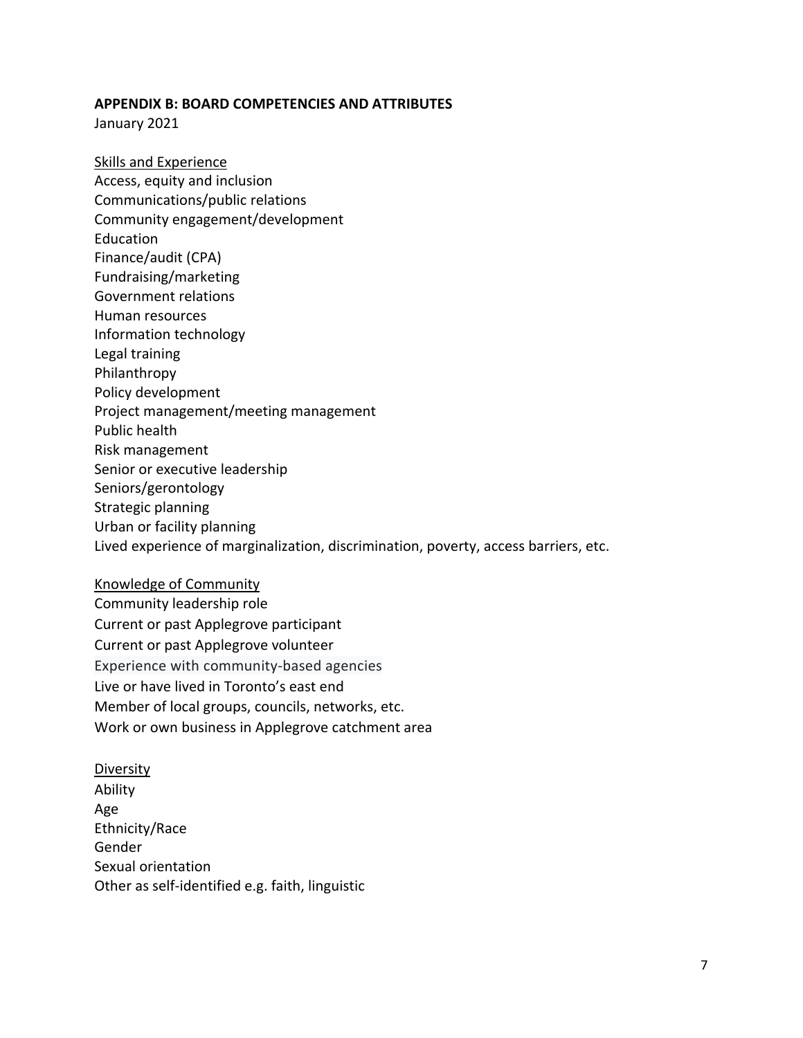## APPENDIX B: BOARD COMPETENCIES AND ATTRIBUTES

January 2021

Skills and Experience

Access, equity and inclusion
Communications/public relations
Community engagement/development
Education
Finance/audit (CPA)
Fundraising/marketing
Government relations
Human resources
Information technology
Legal training
Philanthropy
Policy development
Project management/meeting management
Public health
Risk management
Senior or executive leadership
Seniors/gerontology
Strategic planning
Urban or facility planning
Lived experience of marginalization, discrimination, poverty, access barriers, etc.

Knowledge of Community

Community leadership role
Current or past Applegrove participant
Current or past Applegrove volunteer
Experience with community-based agencies
Live or have lived in Toronto's east end
Member of local groups, councils, networks, etc.
Work or own business in Applegrove catchment area

Diversity

Ability
Age
Ethnicity/Race
Gender
Sexual orientation
Other as self-identified e.g. faith, linguistic